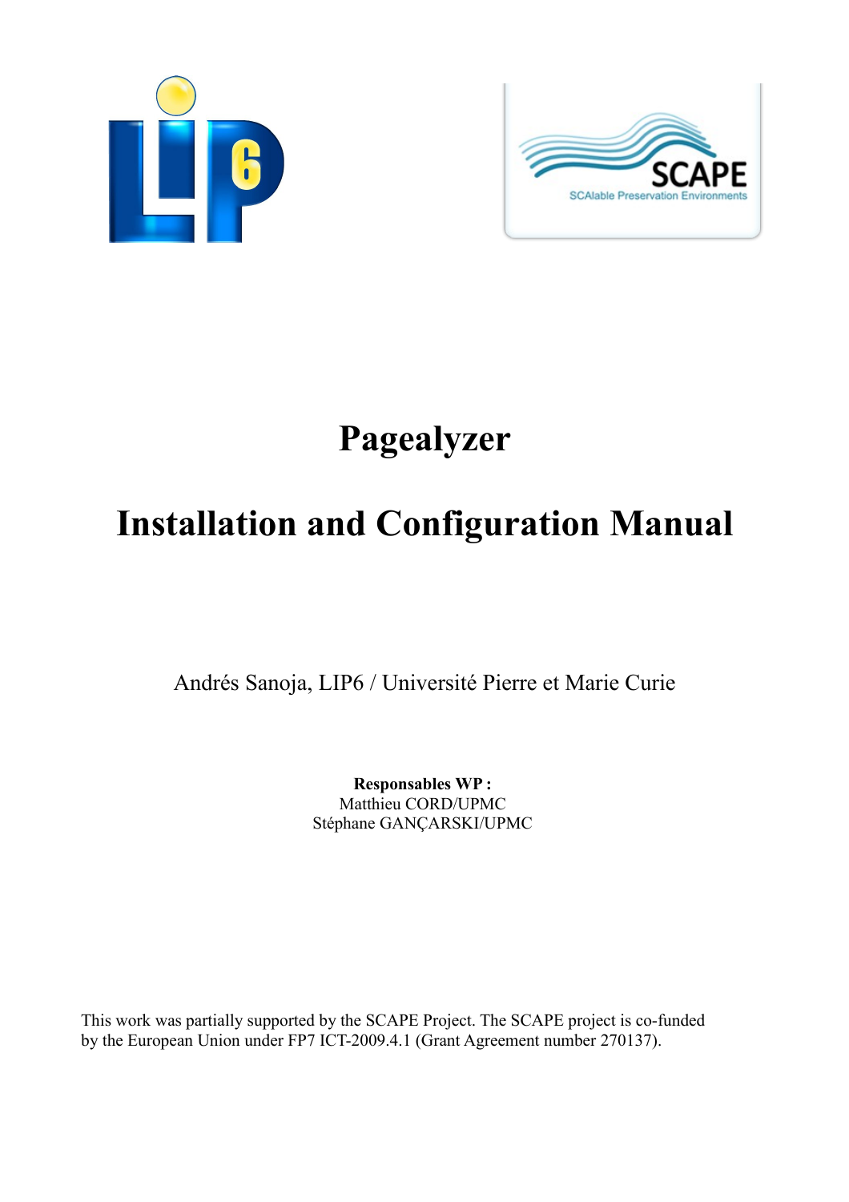# Pagealyzer

# Installation and Configuration Manual

Andrés Sanoja, LIP6 / Université Pierre et Marie Curie

**Responsables WP :**
Matthieu CORD/UPMC
Stéphane GANÇARSKI/UPMC

This work was partially supported by the SCAPE Project. The SCAPE project is co-funded by the European Union under FP7 ICT-2009.4.1 (Grant Agreement number 270137).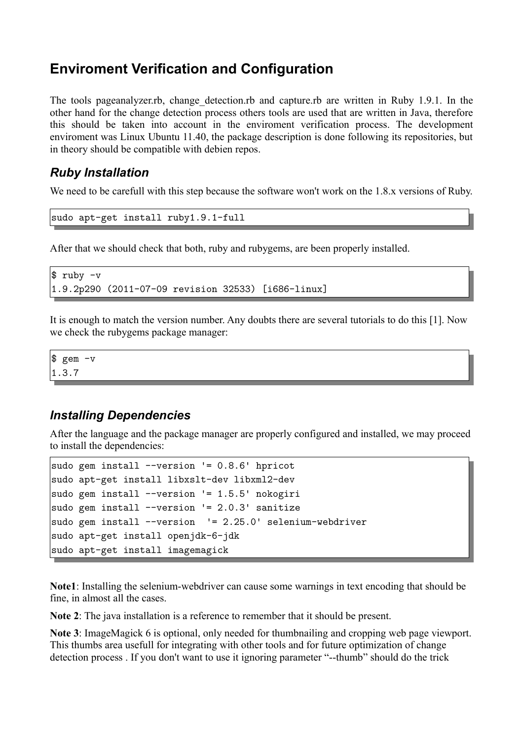## Enviroment Verification and Configuration

The tools pageanalyzer.rb, change_detection.rb and capture.rb are written in Ruby 1.9.1. In the other hand for the change detection process others tools are used that are written in Java, therefore this should be taken into account in the enviroment verification process. The development enviroment was Linux Ubuntu 11.40, the package description is done following its repositories, but in theory should be compatible with debien repos.

### *Ruby Installation*

We need to be carefull with this step because the software won't work on the 1.8.x versions of Ruby.

```
sudo apt-get install ruby1.9.1-full
```

After that we should check that both, ruby and rubygems, are been properly installed.

```
$ ruby -v
1.9.2p290 (2011-07-09 revision 32533) [i686-linux]
```

It is enough to match the version number. Any doubts there are several tutorials to do this [1]. Now we check the rubygems package manager:

```
$ gem -v
1.3.7
```

### *Installing Dependencies*

After the language and the package manager are properly configured and installed, we may proceed to install the dependencies:

```
sudo gem install --version '= 0.8.6' hpricot
sudo apt-get install libxslt-dev libxml2-dev
sudo gem install --version '= 1.5.5' nokogiri
sudo gem install --version '= 2.0.3' sanitize
sudo gem install --version  '= 2.25.0' selenium-webdriver
sudo apt-get install openjdk-6-jdk
sudo apt-get install imagemagick
```

**Note1**: Installing the selenium-webdriver can cause some warnings in text encoding that should be fine, in almost all the cases.

**Note 2**: The java installation is a reference to remember that it should be present.

**Note 3**: ImageMagick 6 is optional, only needed for thumbnailing and cropping web page viewport. This thumbs area usefull for integrating with other tools and for future optimization of change detection process . If you don't want to use it ignoring parameter "--thumb" should do the trick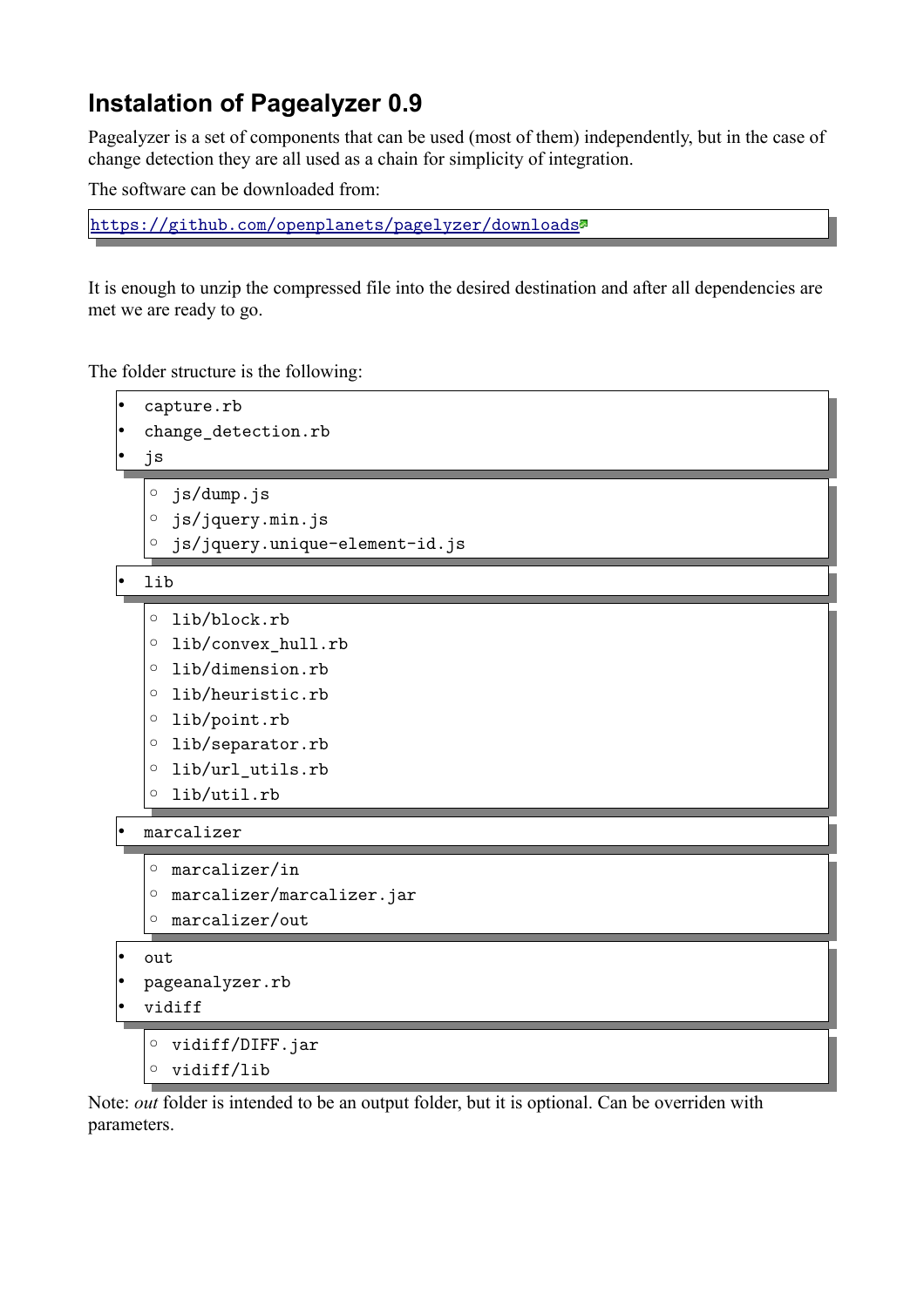## Instalation of Pagealyzer 0.9

Pagealyzer is a set of components that can be used (most of them) independently, but in the case of change detection they are all used as a chain for simplicity of integration.

The software can be downloaded from:

```
https://github.com/openplanets/pagelyzer/downloads
```

It is enough to unzip the compressed file into the desired destination and after all dependencies are met we are ready to go.

The folder structure is the following:

- capture.rb
- change_detection.rb
- js
  - js/dump.js
  - js/jquery.min.js
  - js/jquery.unique-element-id.js
- lib
  - lib/block.rb
  - lib/convex_hull.rb
  - lib/dimension.rb
  - lib/heuristic.rb
  - lib/point.rb
  - lib/separator.rb
  - lib/url_utils.rb
  - lib/util.rb
- marcalizer
  - marcalizer/in
  - marcalizer/marcalizer.jar
  - marcalizer/out
- out
- pageanalyzer.rb
- vidiff
  - vidiff/DIFF.jar
  - vidiff/lib

Note: *out* folder is intended to be an output folder, but it is optional. Can be overriden with parameters.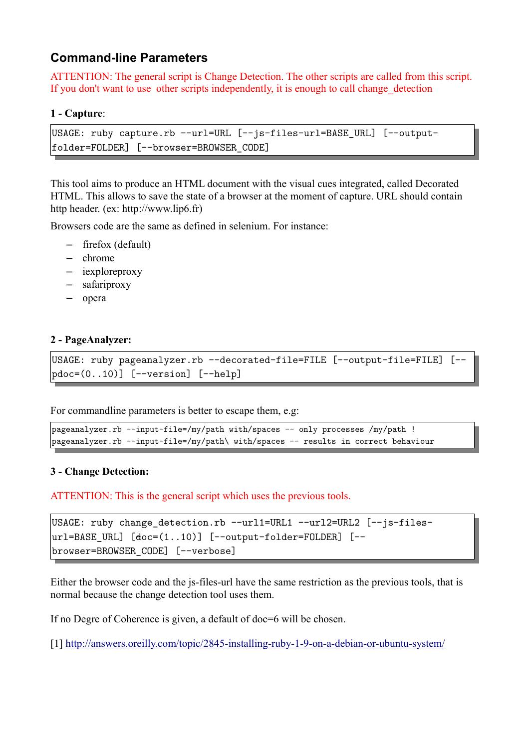## Command-line Parameters

ATTENTION: The general script is Change Detection. The other scripts are called from this script. If you don't want to use other scripts independently, it is enough to call change_detection

**1 - Capture**:

```
USAGE: ruby capture.rb --url=URL [--js-files-url=BASE_URL] [--output-folder=FOLDER] [--browser=BROWSER_CODE]
```

This tool aims to produce an HTML document with the visual cues integrated, called Decorated HTML. This allows to save the state of a browser at the moment of capture. URL should contain http header. (ex: http://www.lip6.fr)

Browsers code are the same as defined in selenium. For instance:

- firefox (default)
- chrome
- iexploreproxy
- safariproxy
- opera

**2 - PageAnalyzer:**

```
USAGE: ruby pageanalyzer.rb --decorated-file=FILE [--output-file=FILE] [--pdoc=(0..10)] [--version] [--help]
```

For commandline parameters is better to escape them, e.g:

```
pageanalyzer.rb --input-file=/my/path with/spaces -- only processes /my/path !
pageanalyzer.rb --input-file=/my/path\ with/spaces -- results in correct behaviour
```

**3 - Change Detection:**

ATTENTION: This is the general script which uses the previous tools.

```
USAGE: ruby change_detection.rb --url1=URL1 --url2=URL2 [--js-files-url=BASE_URL] [doc=(1..10)] [--output-folder=FOLDER] [--browser=BROWSER_CODE] [--verbose]
```

Either the browser code and the js-files-url have the same restriction as the previous tools, that is normal because the change detection tool uses them.

If no Degre of Coherence is given, a default of doc=6 will be chosen.

[1] http://answers.oreilly.com/topic/2845-installing-ruby-1-9-on-a-debian-or-ubuntu-system/